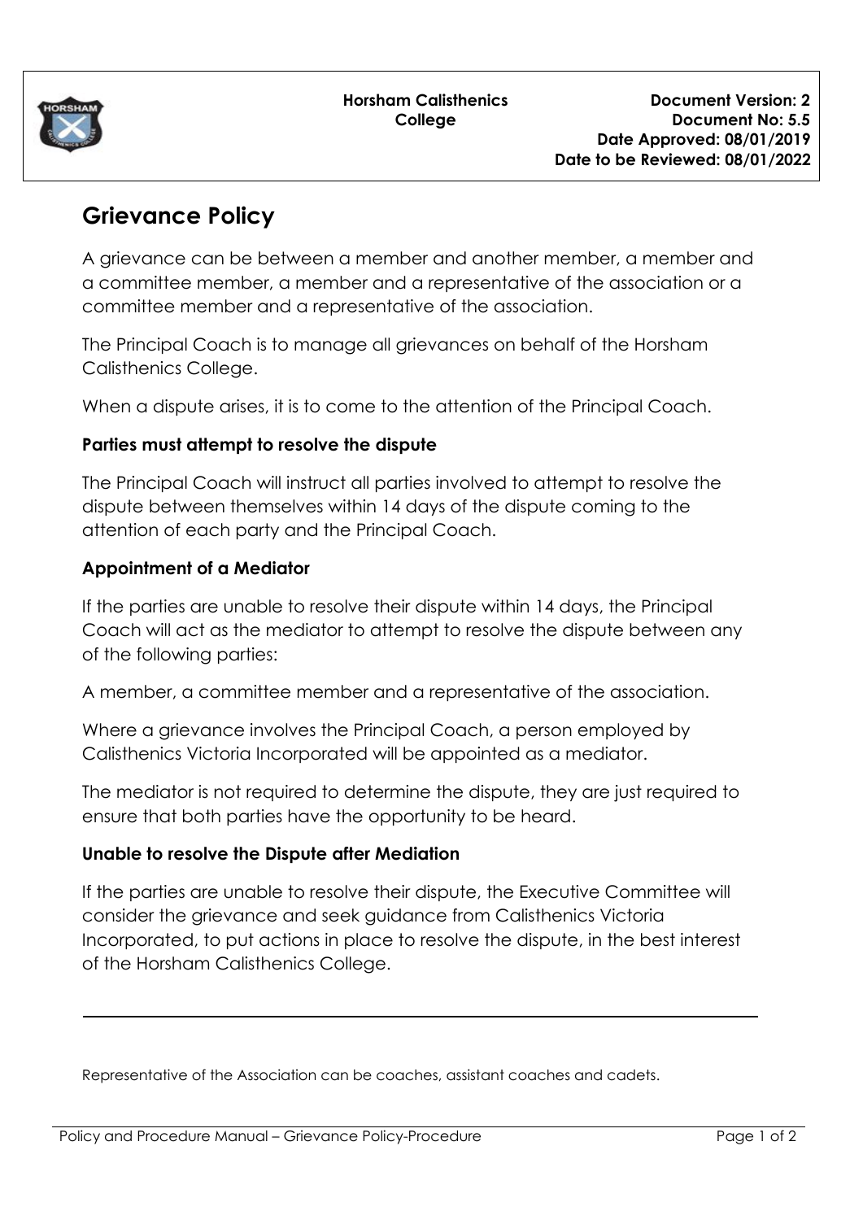**Horsham Calisthenics College**

**Document Version: 2**
**Document No: 5.5**
**Date Approved: 08/01/2019**
**Date to be Reviewed: 08/01/2022**

# Grievance Policy

A grievance can be between a member and another member, a member and a committee member, a member and a representative of the association or a committee member and a representative of the association.

The Principal Coach is to manage all grievances on behalf of the Horsham Calisthenics College.

When a dispute arises, it is to come to the attention of the Principal Coach.

### Parties must attempt to resolve the dispute

The Principal Coach will instruct all parties involved to attempt to resolve the dispute between themselves within 14 days of the dispute coming to the attention of each party and the Principal Coach.

### Appointment of a Mediator

If the parties are unable to resolve their dispute within 14 days, the Principal Coach will act as the mediator to attempt to resolve the dispute between any of the following parties:

A member, a committee member and a representative of the association.

Where a grievance involves the Principal Coach, a person employed by Calisthenics Victoria Incorporated will be appointed as a mediator.

The mediator is not required to determine the dispute, they are just required to ensure that both parties have the opportunity to be heard.

### Unable to resolve the Dispute after Mediation

If the parties are unable to resolve their dispute, the Executive Committee will consider the grievance and seek guidance from Calisthenics Victoria Incorporated, to put actions in place to resolve the dispute, in the best interest of the Horsham Calisthenics College.

---

Representative of the Association can be coaches, assistant coaches and cadets.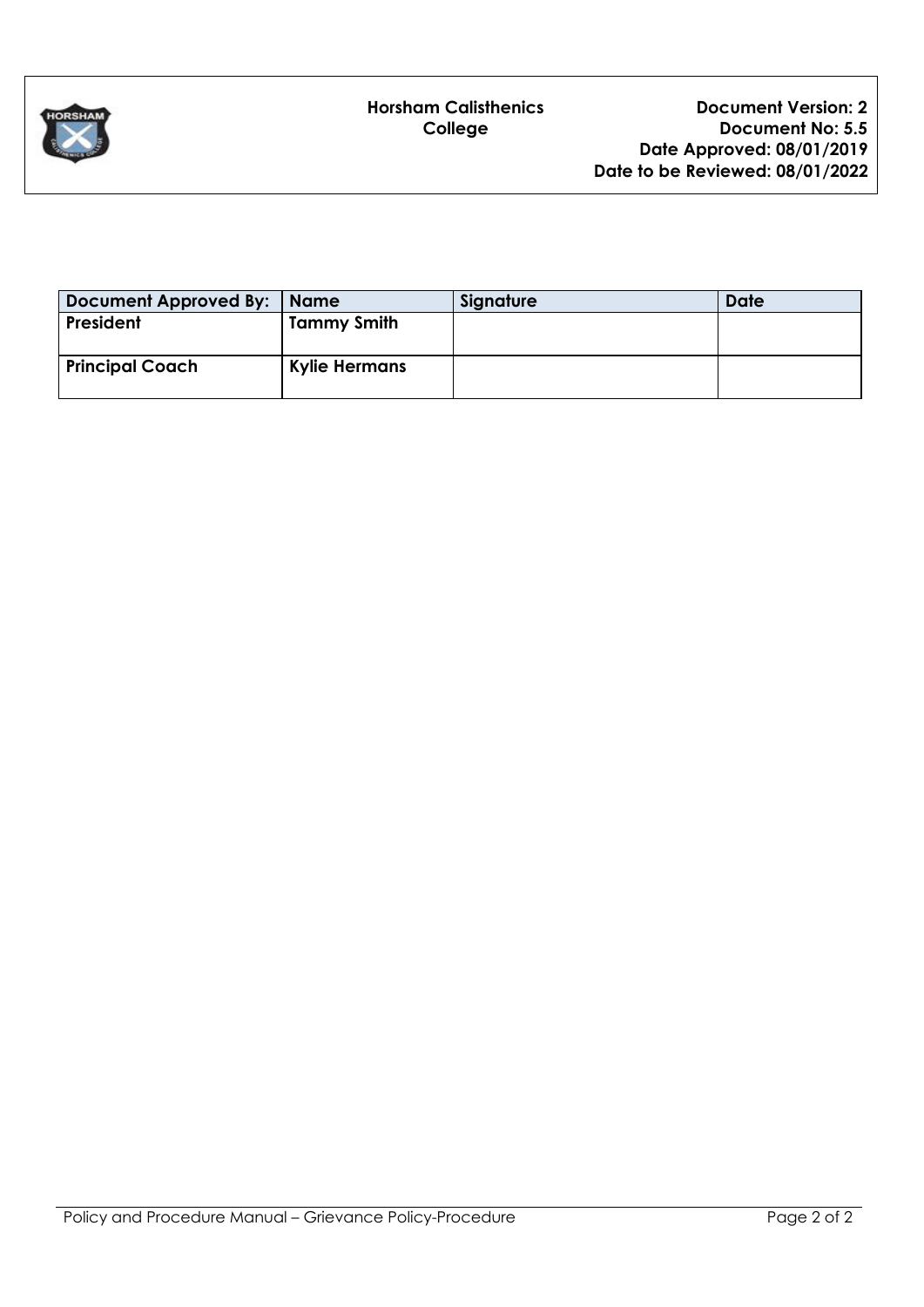| Document Approved By: | Name | Signature | Date |
| --- | --- | --- | --- |
| President | Tammy Smith | | |
| Principal Coach | Kylie Hermans | | |